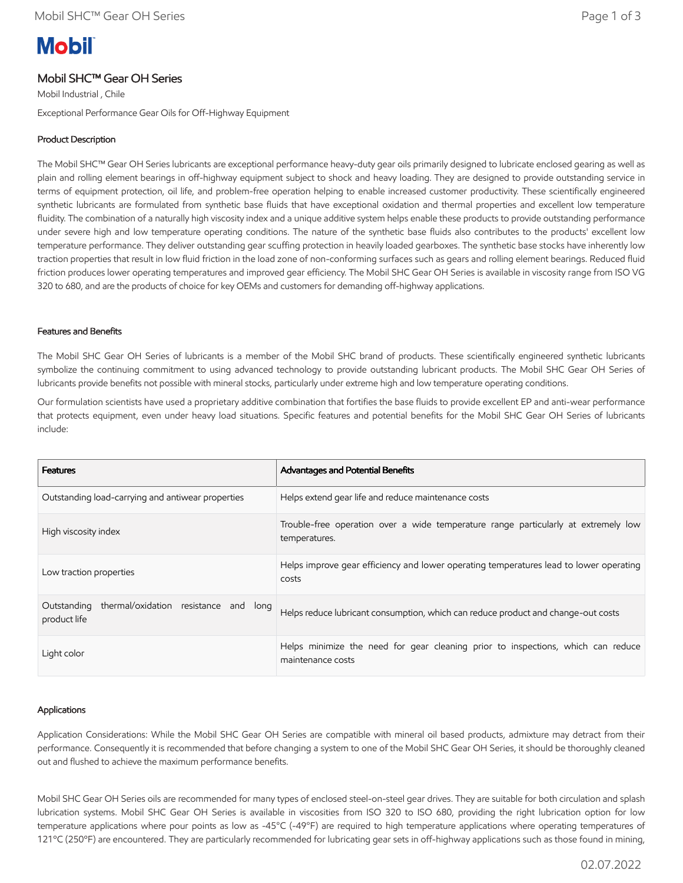# Mobil

## Mobil SHC™ Gear OH Series

Mobil Industrial , Chile

Exceptional Performance Gear Oils for Off-Highway Equipment

### Product Description

The Mobil SHC™ Gear OH Series lubricants are exceptional performance heavy-duty gear oils primarily designed to lubricate enclosed gearing as well as plain and rolling element bearings in off-highway equipment subject to shock and heavy loading. They are designed to provide outstanding service in terms of equipment protection, oil life, and problem-free operation helping to enable increased customer productivity. These scientifically engineered synthetic lubricants are formulated from synthetic base fluids that have exceptional oxidation and thermal properties and excellent low temperature fluidity. The combination of a naturally high viscosity index and a unique additive system helps enable these products to provide outstanding performance under severe high and low temperature operating conditions. The nature of the synthetic base fluids also contributes to the products' excellent low temperature performance. They deliver outstanding gear scuffing protection in heavily loaded gearboxes. The synthetic base stocks have inherently low traction properties that result in low fluid friction in the load zone of non-conforming surfaces such as gears and rolling element bearings. Reduced fluid friction produces lower operating temperatures and improved gear efficiency. The Mobil SHC Gear OH Series is available in viscosity range from ISO VG 320 to 680, and are the products of choice for key OEMs and customers for demanding off-highway applications.

### Features and Benefits

The Mobil SHC Gear OH Series of lubricants is a member of the Mobil SHC brand of products. These scientifically engineered synthetic lubricants symbolize the continuing commitment to using advanced technology to provide outstanding lubricant products. The Mobil SHC Gear OH Series of lubricants provide benefits not possible with mineral stocks, particularly under extreme high and low temperature operating conditions.

Our formulation scientists have used a proprietary additive combination that fortifies the base fluids to provide excellent EP and anti-wear performance that protects equipment, even under heavy load situations. Specific features and potential benefits for the Mobil SHC Gear OH Series of lubricants include:

| Features | Advantages and Potential Benefits |
|---|---|
| Outstanding load-carrying and antiwear properties | Helps extend gear life and reduce maintenance costs |
| High viscosity index | Trouble-free operation over a wide temperature range particularly at extremely low temperatures. |
| Low traction properties | Helps improve gear efficiency and lower operating temperatures lead to lower operating costs |
| Outstanding thermal/oxidation resistance and long product life | Helps reduce lubricant consumption, which can reduce product and change-out costs |
| Light color | Helps minimize the need for gear cleaning prior to inspections, which can reduce maintenance costs |

### Applications

Application Considerations: While the Mobil SHC Gear OH Series are compatible with mineral oil based products, admixture may detract from their performance. Consequently it is recommended that before changing a system to one of the Mobil SHC Gear OH Series, it should be thoroughly cleaned out and flushed to achieve the maximum performance benefits.

Mobil SHC Gear OH Series oils are recommended for many types of enclosed steel-on-steel gear drives. They are suitable for both circulation and splash lubrication systems. Mobil SHC Gear OH Series is available in viscosities from ISO 320 to ISO 680, providing the right lubrication option for low temperature applications where pour points as low as -45°C (-49°F) are required to high temperature applications where operating temperatures of 121°C (250°F) are encountered. They are particularly recommended for lubricating gear sets in off-highway applications such as those found in mining,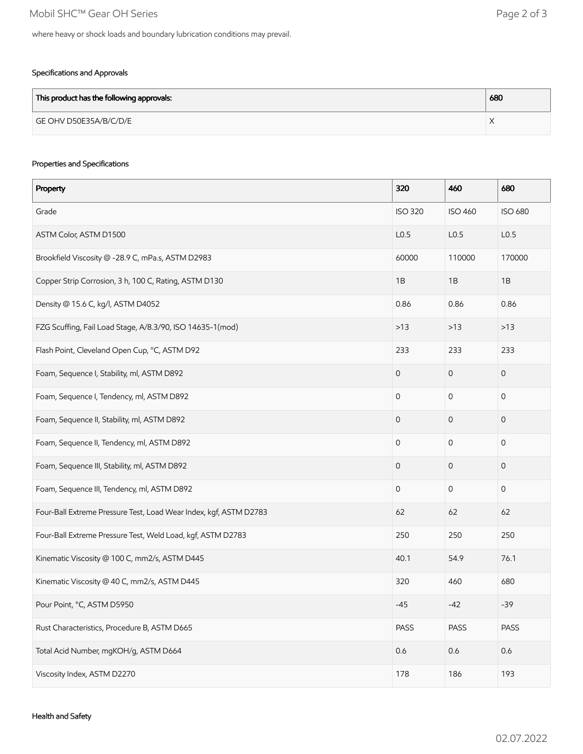where heavy or shock loads and boundary lubrication conditions may prevail.

### Specifications and Approvals

| This product has the following approvals: | 680 |
|---|---|
| GE OHV D50E35A/B/C/D/E | X |

### Properties and Specifications

| Property | 320 | 460 | 680 |
|---|---|---|---|
| Grade | ISO 320 | ISO 460 | ISO 680 |
| ASTM Color, ASTM D1500 | L0.5 | L0.5 | L0.5 |
| Brookfield Viscosity @ -28.9 C, mPa.s, ASTM D2983 | 60000 | 110000 | 170000 |
| Copper Strip Corrosion, 3 h, 100 C, Rating, ASTM D130 | 1B | 1B | 1B |
| Density @ 15.6 C, kg/l, ASTM D4052 | 0.86 | 0.86 | 0.86 |
| FZG Scuffing, Fail Load Stage, A/8.3/90, ISO 14635-1(mod) | >13 | >13 | >13 |
| Flash Point, Cleveland Open Cup, °C, ASTM D92 | 233 | 233 | 233 |
| Foam, Sequence I, Stability, ml, ASTM D892 | 0 | 0 | 0 |
| Foam, Sequence I, Tendency, ml, ASTM D892 | 0 | 0 | 0 |
| Foam, Sequence II, Stability, ml, ASTM D892 | 0 | 0 | 0 |
| Foam, Sequence II, Tendency, ml, ASTM D892 | 0 | 0 | 0 |
| Foam, Sequence III, Stability, ml, ASTM D892 | 0 | 0 | 0 |
| Foam, Sequence III, Tendency, ml, ASTM D892 | 0 | 0 | 0 |
| Four-Ball Extreme Pressure Test, Load Wear Index, kgf, ASTM D2783 | 62 | 62 | 62 |
| Four-Ball Extreme Pressure Test, Weld Load, kgf, ASTM D2783 | 250 | 250 | 250 |
| Kinematic Viscosity @ 100 C, mm2/s, ASTM D445 | 40.1 | 54.9 | 76.1 |
| Kinematic Viscosity @ 40 C, mm2/s, ASTM D445 | 320 | 460 | 680 |
| Pour Point, °C, ASTM D5950 | -45 | -42 | -39 |
| Rust Characteristics, Procedure B, ASTM D665 | PASS | PASS | PASS |
| Total Acid Number, mgKOH/g, ASTM D664 | 0.6 | 0.6 | 0.6 |
| Viscosity Index, ASTM D2270 | 178 | 186 | 193 |

### Health and Safety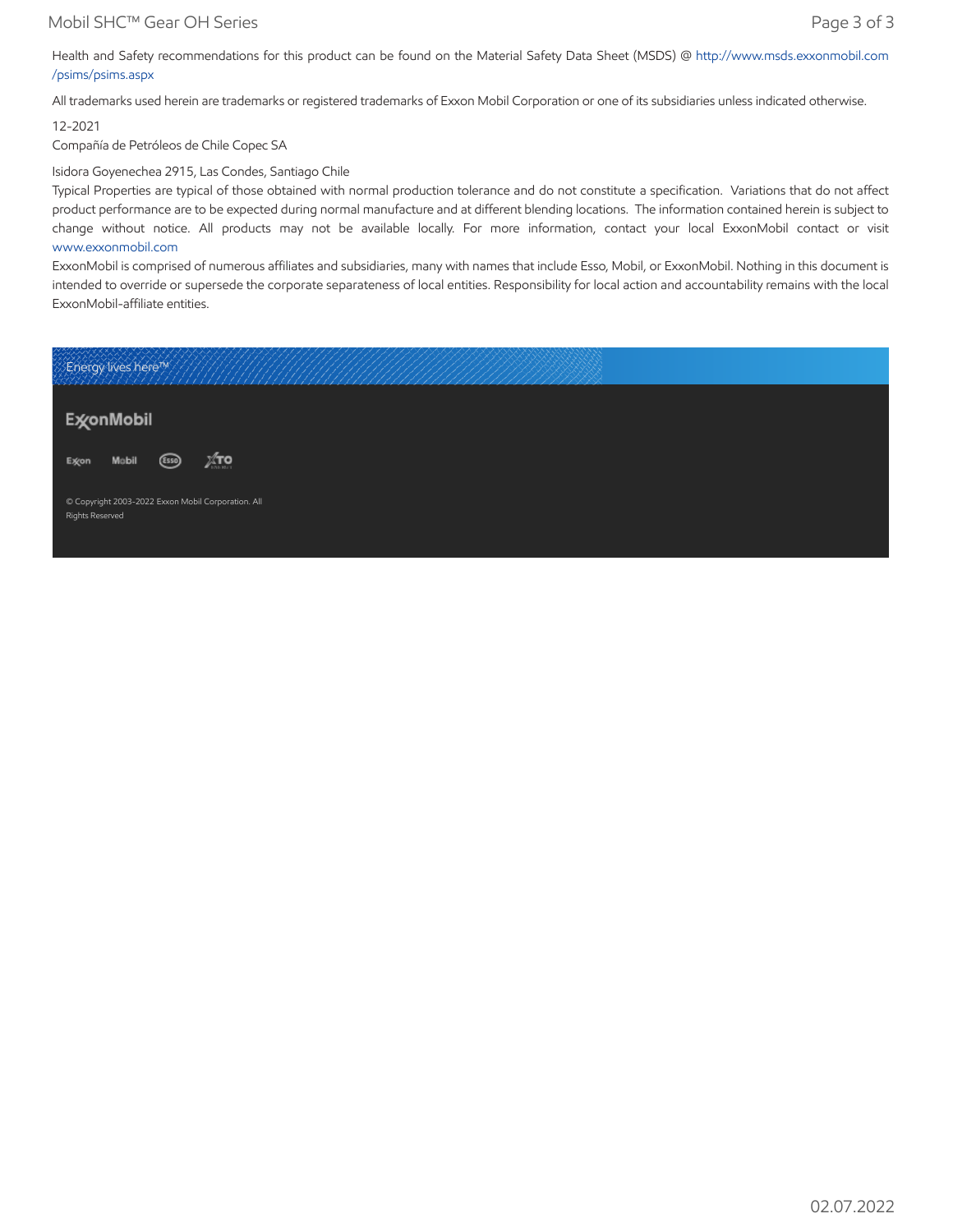Health and Safety recommendations for this product can be found on the Material Safety Data Sheet (MSDS) @ http://www.msds.exxonmobil.com/psims/psims.aspx

All trademarks used herein are trademarks or registered trademarks of Exxon Mobil Corporation or one of its subsidiaries unless indicated otherwise.

12-2021

Compañía de Petróleos de Chile Copec SA

Isidora Goyenechea 2915, Las Condes, Santiago Chile

Typical Properties are typical of those obtained with normal production tolerance and do not constitute a specification. Variations that do not affect product performance are to be expected during normal manufacture and at different blending locations. The information contained herein is subject to change without notice. All products may not be available locally. For more information, contact your local ExxonMobil contact or visit www.exxonmobil.com

ExxonMobil is comprised of numerous affiliates and subsidiaries, many with names that include Esso, Mobil, or ExxonMobil. Nothing in this document is intended to override or supersede the corporate separateness of local entities. Responsibility for local action and accountability remains with the local ExxonMobil-affiliate entities.

Energy lives here™

ExxonMobil

Exxon Mobil Esso XTO

© Copyright 2003-2022 Exxon Mobil Corporation. All Rights Reserved

02.07.2022